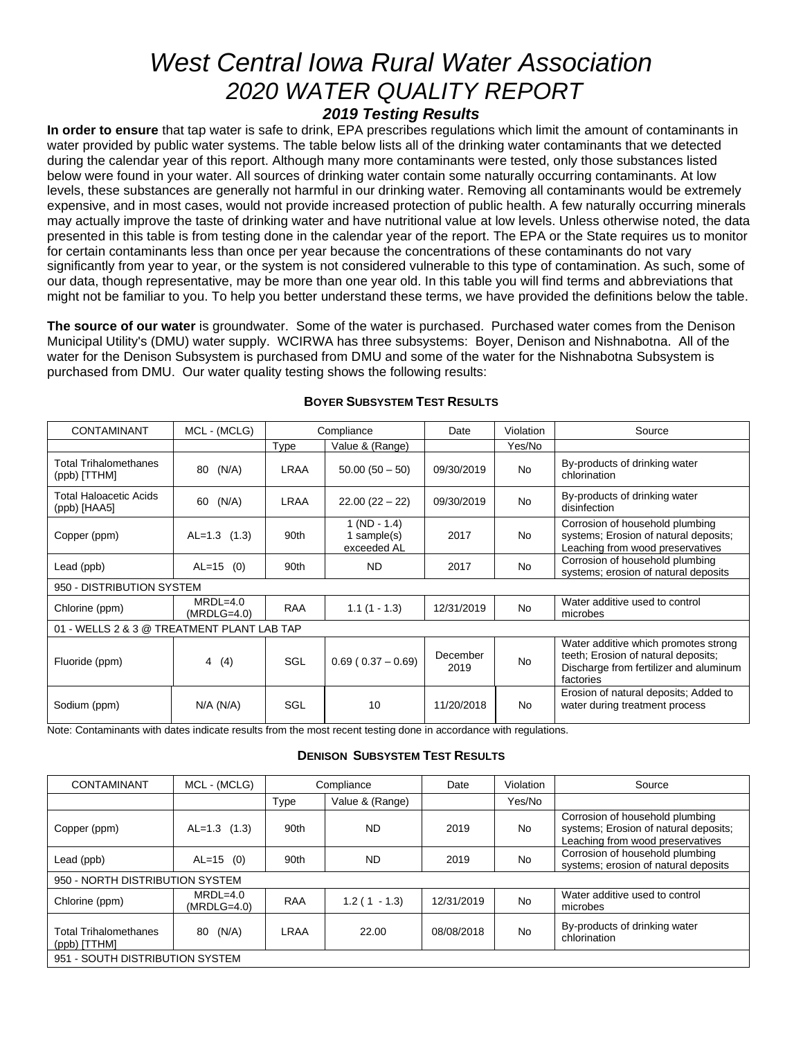# *West Central Iowa Rural Water Association*

# *2020 WATER QUALITY REPORT*

### *2019 Testing Results*

**In order to ensure** that tap water is safe to drink, EPA prescribes regulations which limit the amount of contaminants in water provided by public water systems. The table below lists all of the drinking water contaminants that we detected during the calendar year of this report. Although many more contaminants were tested, only those substances listed below were found in your water. All sources of drinking water contain some naturally occurring contaminants. At low levels, these substances are generally not harmful in our drinking water. Removing all contaminants would be extremely expensive, and in most cases, would not provide increased protection of public health. A few naturally occurring minerals may actually improve the taste of drinking water and have nutritional value at low levels. Unless otherwise noted, the data presented in this table is from testing done in the calendar year of the report. The EPA or the State requires us to monitor for certain contaminants less than once per year because the concentrations of these contaminants do not vary significantly from year to year, or the system is not considered vulnerable to this type of contamination. As such, some of our data, though representative, may be more than one year old. In this table you will find terms and abbreviations that might not be familiar to you. To help you better understand these terms, we have provided the definitions below the table.

**The source of our water** is groundwater. Some of the water is purchased. Purchased water comes from the Denison Municipal Utility's (DMU) water supply. WCIRWA has three subsystems: Boyer, Denison and Nishnabotna. All of the water for the Denison Subsystem is purchased from DMU and some of the water for the Nishnabotna Subsystem is purchased from DMU. Our water quality testing shows the following results:

**BOYER SUBSYSTEM TEST RESULTS**

| CONTAMINANT | MCL - (MCLG) | Compliance | | Date | Violation | Source |
|---|---|---|---|---|---|---|
| | | Type | Value & (Range) | | Yes/No | |
| Total Trihalomethanes (ppb) [TTHM] | 80 (N/A) | LRAA | 50.00 (50 – 50) | 09/30/2019 | No | By-products of drinking water chlorination |
| Total Haloacetic Acids (ppb) [HAA5] | 60 (N/A) | LRAA | 22.00 (22 – 22) | 09/30/2019 | No | By-products of drinking water disinfection |
| Copper (ppm) | AL=1.3 (1.3) | 90th | 1 (ND - 1.4) 1 sample(s) exceeded AL | 2017 | No | Corrosion of household plumbing systems; Erosion of natural deposits; Leaching from wood preservatives |
| Lead (ppb) | AL=15 (0) | 90th | ND | 2017 | No | Corrosion of household plumbing systems; erosion of natural deposits |
| 950 - DISTRIBUTION SYSTEM | | | | | | |
| Chlorine (ppm) | MRDL=4.0 (MRDLG=4.0) | RAA | 1.1 (1 - 1.3) | 12/31/2019 | No | Water additive used to control microbes |
| 01 - WELLS 2 & 3 @ TREATMENT PLANT LAB TAP | | | | | | |
| Fluoride (ppm) | 4 (4) | SGL | 0.69 ( 0.37 – 0.69) | December 2019 | No | Water additive which promotes strong teeth; Erosion of natural deposits; Discharge from fertilizer and aluminum factories |
| Sodium (ppm) | N/A (N/A) | SGL | 10 | 11/20/2018 | No | Erosion of natural deposits; Added to water during treatment process |

Note: Contaminants with dates indicate results from the most recent testing done in accordance with regulations.

**DENISON SUBSYSTEM TEST RESULTS**

| CONTAMINANT | MCL - (MCLG) | Compliance | | Date | Violation | Source |
|---|---|---|---|---|---|---|
| | | Type | Value & (Range) | | Yes/No | |
| Copper (ppm) | AL=1.3 (1.3) | 90th | ND | 2019 | No | Corrosion of household plumbing systems; Erosion of natural deposits; Leaching from wood preservatives |
| Lead (ppb) | AL=15 (0) | 90th | ND | 2019 | No | Corrosion of household plumbing systems; erosion of natural deposits |
| 950 - NORTH DISTRIBUTION SYSTEM | | | | | | |
| Chlorine (ppm) | MRDL=4.0 (MRDLG=4.0) | RAA | 1.2 ( 1 - 1.3) | 12/31/2019 | No | Water additive used to control microbes |
| Total Trihalomethanes (ppb) [TTHM] | 80 (N/A) | LRAA | 22.00 | 08/08/2018 | No | By-products of drinking water chlorination |
| 951 - SOUTH DISTRIBUTION SYSTEM | | | | | | |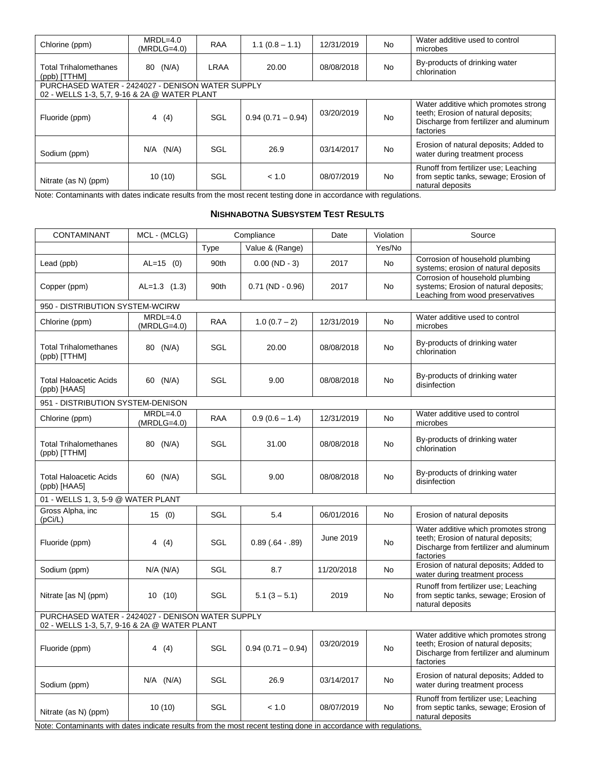| | | | | | | |
|---|---|---|---|---|---|---|
| Chlorine (ppm) | MRDL=4.0 (MRDLG=4.0) | RAA | 1.1 (0.8 – 1.1) | 12/31/2019 | No | Water additive used to control microbes |
| Total Trihalomethanes (ppb) [TTHM] | 80 (N/A) | LRAA | 20.00 | 08/08/2018 | No | By-products of drinking water chlorination |
| PURCHASED WATER - 2424027 - DENISON WATER SUPPLY 02 - WELLS 1-3, 5,7, 9-16 & 2A @ WATER PLANT | | | | | | |
| Fluoride (ppm) | 4 (4) | SGL | 0.94 (0.71 – 0.94) | 03/20/2019 | No | Water additive which promotes strong teeth; Erosion of natural deposits; Discharge from fertilizer and aluminum factories |
| Sodium (ppm) | N/A (N/A) | SGL | 26.9 | 03/14/2017 | No | Erosion of natural deposits; Added to water during treatment process |
| Nitrate (as N) (ppm) | 10 (10) | SGL | < 1.0 | 08/07/2019 | No | Runoff from fertilizer use; Leaching from septic tanks, sewage; Erosion of natural deposits |

Note: Contaminants with dates indicate results from the most recent testing done in accordance with regulations.

## NISHNABOTNA SUBSYSTEM TEST RESULTS

| CONTAMINANT | MCL - (MCLG) | Compliance | | Date | Violation | Source |
|---|---|---|---|---|---|---|
| | | Type | Value & (Range) | | Yes/No | |
| Lead (ppb) | AL=15 (0) | 90th | 0.00 (ND - 3) | 2017 | No | Corrosion of household plumbing systems; erosion of natural deposits |
| Copper (ppm) | AL=1.3 (1.3) | 90th | 0.71 (ND - 0.96) | 2017 | No | Corrosion of household plumbing systems; Erosion of natural deposits; Leaching from wood preservatives |
| 950 - DISTRIBUTION SYSTEM-WCIRW | | | | | | |
| Chlorine (ppm) | MRDL=4.0 (MRDLG=4.0) | RAA | 1.0 (0.7 – 2) | 12/31/2019 | No | Water additive used to control microbes |
| Total Trihalomethanes (ppb) [TTHM] | 80 (N/A) | SGL | 20.00 | 08/08/2018 | No | By-products of drinking water chlorination |
| Total Haloacetic Acids (ppb) [HAA5] | 60 (N/A) | SGL | 9.00 | 08/08/2018 | No | By-products of drinking water disinfection |
| 951 - DISTRIBUTION SYSTEM-DENISON | | | | | | |
| Chlorine (ppm) | MRDL=4.0 (MRDLG=4.0) | RAA | 0.9 (0.6 – 1.4) | 12/31/2019 | No | Water additive used to control microbes |
| Total Trihalomethanes (ppb) [TTHM] | 80 (N/A) | SGL | 31.00 | 08/08/2018 | No | By-products of drinking water chlorination |
| Total Haloacetic Acids (ppb) [HAA5] | 60 (N/A) | SGL | 9.00 | 08/08/2018 | No | By-products of drinking water disinfection |
| 01 - WELLS 1, 3, 5-9 @ WATER PLANT | | | | | | |
| Gross Alpha, inc (pCi/L) | 15 (0) | SGL | 5.4 | 06/01/2016 | No | Erosion of natural deposits |
| Fluoride (ppm) | 4 (4) | SGL | 0.89 (.64 - .89) | June 2019 | No | Water additive which promotes strong teeth; Erosion of natural deposits; Discharge from fertilizer and aluminum factories |
| Sodium (ppm) | N/A (N/A) | SGL | 8.7 | 11/20/2018 | No | Erosion of natural deposits; Added to water during treatment process |
| Nitrate [as N] (ppm) | 10 (10) | SGL | 5.1 (3 – 5.1) | 2019 | No | Runoff from fertilizer use; Leaching from septic tanks, sewage; Erosion of natural deposits |
| PURCHASED WATER - 2424027 - DENISON WATER SUPPLY 02 - WELLS 1-3, 5,7, 9-16 & 2A @ WATER PLANT | | | | | | |
| Fluoride (ppm) | 4 (4) | SGL | 0.94 (0.71 – 0.94) | 03/20/2019 | No | Water additive which promotes strong teeth; Erosion of natural deposits; Discharge from fertilizer and aluminum factories |
| Sodium (ppm) | N/A (N/A) | SGL | 26.9 | 03/14/2017 | No | Erosion of natural deposits; Added to water during treatment process |
| Nitrate (as N) (ppm) | 10 (10) | SGL | < 1.0 | 08/07/2019 | No | Runoff from fertilizer use; Leaching from septic tanks, sewage; Erosion of natural deposits |

Note: Contaminants with dates indicate results from the most recent testing done in accordance with regulations.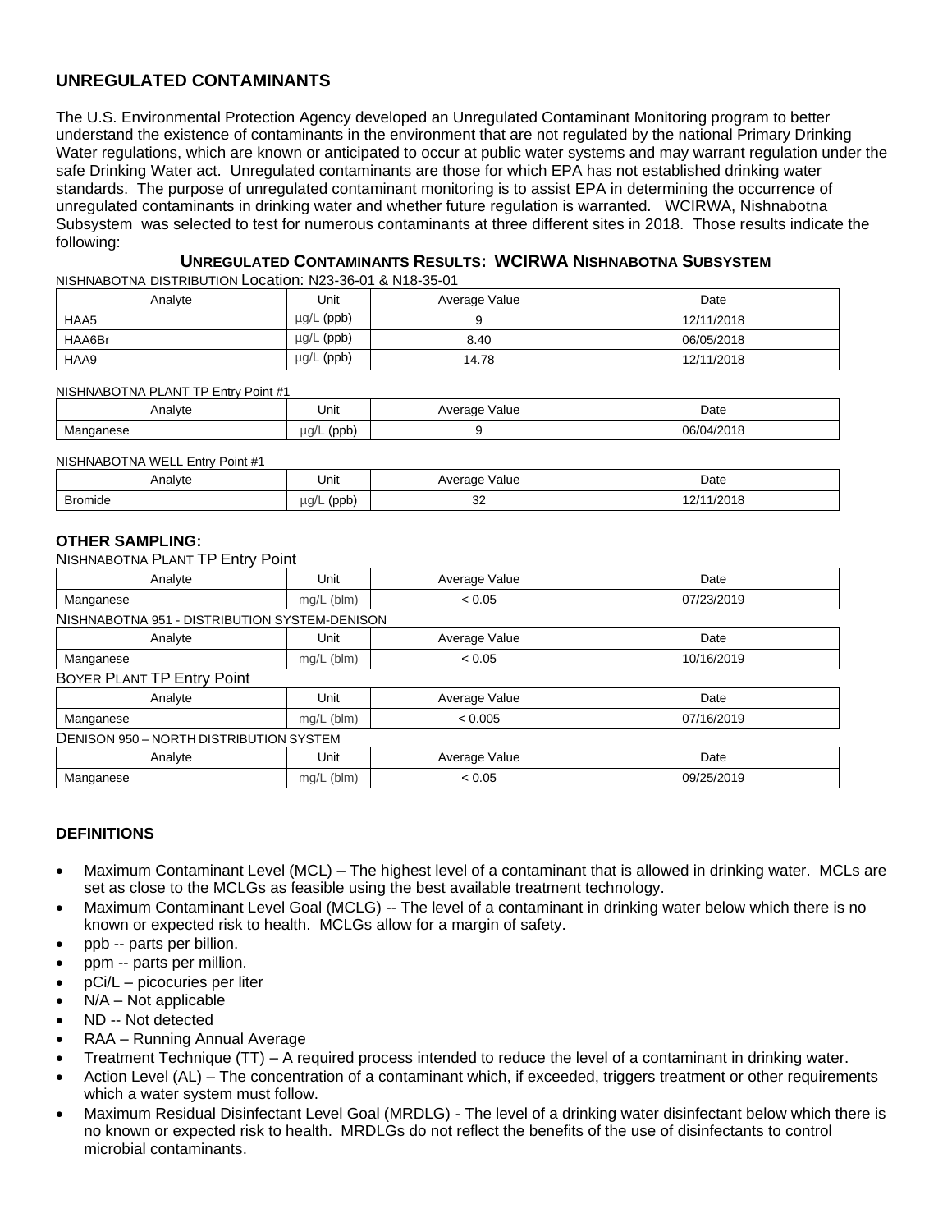## UNREGULATED CONTAMINANTS

The U.S. Environmental Protection Agency developed an Unregulated Contaminant Monitoring program to better understand the existence of contaminants in the environment that are not regulated by the national Primary Drinking Water regulations, which are known or anticipated to occur at public water systems and may warrant regulation under the safe Drinking Water act. Unregulated contaminants are those for which EPA has not established drinking water standards. The purpose of unregulated contaminant monitoring is to assist EPA in determining the occurrence of unregulated contaminants in drinking water and whether future regulation is warranted. WCIRWA, Nishnabotna Subsystem was selected to test for numerous contaminants at three different sites in 2018. Those results indicate the following:

### UNREGULATED CONTAMINANTS RESULTS: WCIRWA NISHNABOTNA SUBSYSTEM

NISHNABOTNA DISTRIBUTION Location: N23-36-01 & N18-35-01

| Analyte | Unit | Average Value | Date |
|---|---|---|---|
| HAA5 | µg/L (ppb) | 9 | 12/11/2018 |
| HAA6Br | µg/L (ppb) | 8.40 | 06/05/2018 |
| HAA9 | µg/L (ppb) | 14.78 | 12/11/2018 |

NISHNABOTNA PLANT TP Entry Point #1

| Analyte | Unit | Average Value | Date |
|---|---|---|---|
| Manganese | µg/L (ppb) | 9 | 06/04/2018 |

NISHNABOTNA WELL Entry Point #1

| Analyte | Unit | Average Value | Date |
|---|---|---|---|
| Bromide | µg/L (ppb) | 32 | 12/11/2018 |

### OTHER SAMPLING:

NISHNABOTNA PLANT TP Entry Point

| Analyte | Unit | Average Value | Date |
|---|---|---|---|
| Manganese | mg/L (blm) | < 0.05 | 07/23/2019 |

NISHNABOTNA 951 - DISTRIBUTION SYSTEM-DENISON

| Analyte | Unit | Average Value | Date |
|---|---|---|---|
| Manganese | mg/L (blm) | < 0.05 | 10/16/2019 |

BOYER PLANT TP Entry Point

| Analyte | Unit | Average Value | Date |
|---|---|---|---|
| Manganese | mg/L (blm) | < 0.005 | 07/16/2019 |

DENISON 950 – NORTH DISTRIBUTION SYSTEM

| Analyte | Unit | Average Value | Date |
|---|---|---|---|
| Manganese | mg/L (blm) | < 0.05 | 09/25/2019 |

## DEFINITIONS

- Maximum Contaminant Level (MCL) – The highest level of a contaminant that is allowed in drinking water. MCLs are set as close to the MCLGs as feasible using the best available treatment technology.
- Maximum Contaminant Level Goal (MCLG) -- The level of a contaminant in drinking water below which there is no known or expected risk to health. MCLGs allow for a margin of safety.
- ppb -- parts per billion.
- ppm -- parts per million.
- pCi/L – picocuries per liter
- N/A – Not applicable
- ND -- Not detected
- RAA – Running Annual Average
- Treatment Technique (TT) – A required process intended to reduce the level of a contaminant in drinking water.
- Action Level (AL) – The concentration of a contaminant which, if exceeded, triggers treatment or other requirements which a water system must follow.
- Maximum Residual Disinfectant Level Goal (MRDLG) - The level of a drinking water disinfectant below which there is no known or expected risk to health. MRDLGs do not reflect the benefits of the use of disinfectants to control microbial contaminants.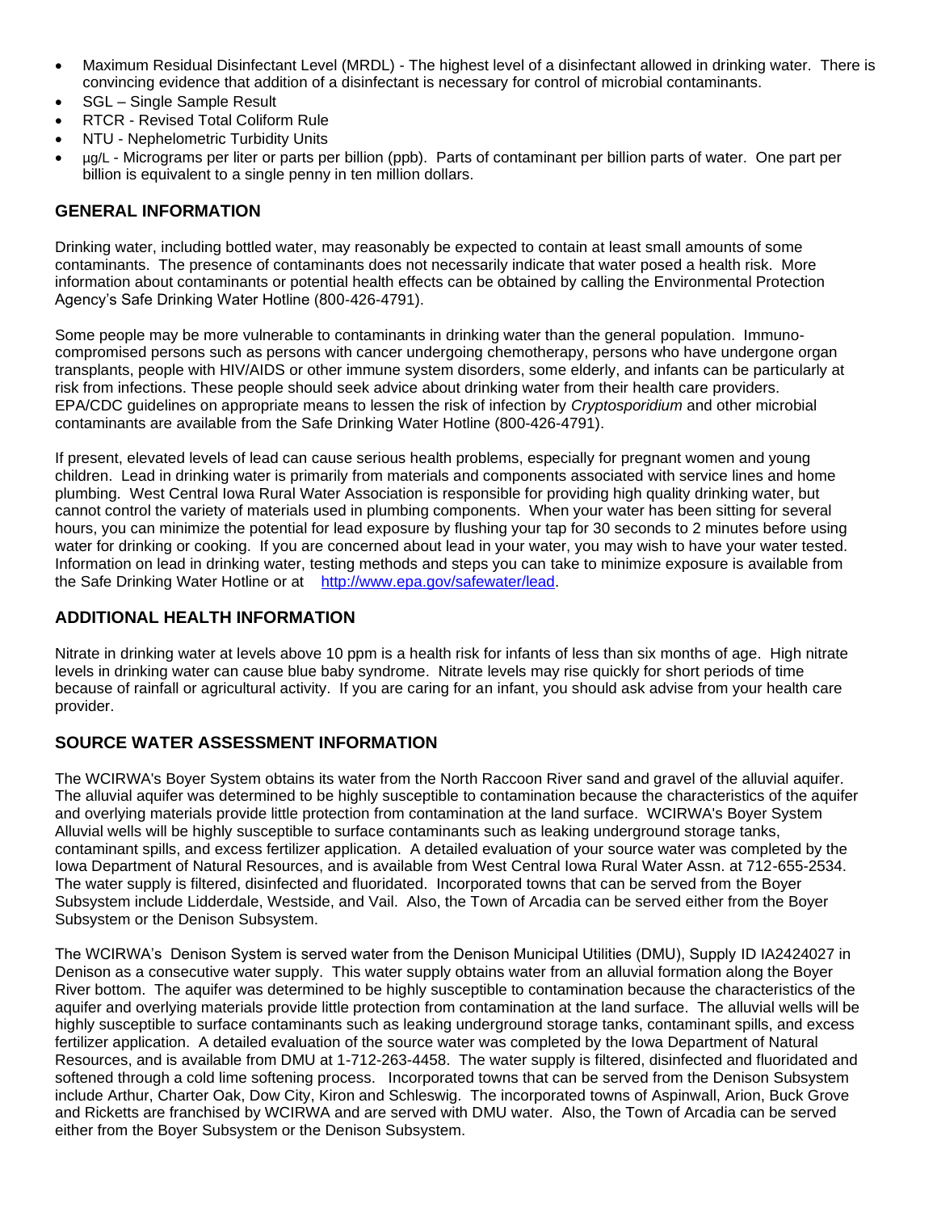- Maximum Residual Disinfectant Level (MRDL) - The highest level of a disinfectant allowed in drinking water. There is convincing evidence that addition of a disinfectant is necessary for control of microbial contaminants.
- SGL – Single Sample Result
- RTCR - Revised Total Coliform Rule
- NTU - Nephelometric Turbidity Units
- μg/L - Micrograms per liter or parts per billion (ppb). Parts of contaminant per billion parts of water. One part per billion is equivalent to a single penny in ten million dollars.

## GENERAL INFORMATION

Drinking water, including bottled water, may reasonably be expected to contain at least small amounts of some contaminants. The presence of contaminants does not necessarily indicate that water posed a health risk. More information about contaminants or potential health effects can be obtained by calling the Environmental Protection Agency's Safe Drinking Water Hotline (800-426-4791).

Some people may be more vulnerable to contaminants in drinking water than the general population. Immuno-compromised persons such as persons with cancer undergoing chemotherapy, persons who have undergone organ transplants, people with HIV/AIDS or other immune system disorders, some elderly, and infants can be particularly at risk from infections. These people should seek advice about drinking water from their health care providers. EPA/CDC guidelines on appropriate means to lessen the risk of infection by *Cryptosporidium* and other microbial contaminants are available from the Safe Drinking Water Hotline (800-426-4791).

If present, elevated levels of lead can cause serious health problems, especially for pregnant women and young children. Lead in drinking water is primarily from materials and components associated with service lines and home plumbing. West Central Iowa Rural Water Association is responsible for providing high quality drinking water, but cannot control the variety of materials used in plumbing components. When your water has been sitting for several hours, you can minimize the potential for lead exposure by flushing your tap for 30 seconds to 2 minutes before using water for drinking or cooking. If you are concerned about lead in your water, you may wish to have your water tested. Information on lead in drinking water, testing methods and steps you can take to minimize exposure is available from the Safe Drinking Water Hotline or at [http://www.epa.gov/safewater/lead](http://www.epa.gov/safewater/lead).

## ADDITIONAL HEALTH INFORMATION

Nitrate in drinking water at levels above 10 ppm is a health risk for infants of less than six months of age. High nitrate levels in drinking water can cause blue baby syndrome. Nitrate levels may rise quickly for short periods of time because of rainfall or agricultural activity. If you are caring for an infant, you should ask advise from your health care provider.

## SOURCE WATER ASSESSMENT INFORMATION

The WCIRWA's Boyer System obtains its water from the North Raccoon River sand and gravel of the alluvial aquifer. The alluvial aquifer was determined to be highly susceptible to contamination because the characteristics of the aquifer and overlying materials provide little protection from contamination at the land surface. WCIRWA's Boyer System Alluvial wells will be highly susceptible to surface contaminants such as leaking underground storage tanks, contaminant spills, and excess fertilizer application. A detailed evaluation of your source water was completed by the Iowa Department of Natural Resources, and is available from West Central Iowa Rural Water Assn. at 712-655-2534. The water supply is filtered, disinfected and fluoridated. Incorporated towns that can be served from the Boyer Subsystem include Lidderdale, Westside, and Vail. Also, the Town of Arcadia can be served either from the Boyer Subsystem or the Denison Subsystem.

The WCIRWA's Denison System is served water from the Denison Municipal Utilities (DMU), Supply ID IA2424027 in Denison as a consecutive water supply. This water supply obtains water from an alluvial formation along the Boyer River bottom. The aquifer was determined to be highly susceptible to contamination because the characteristics of the aquifer and overlying materials provide little protection from contamination at the land surface. The alluvial wells will be highly susceptible to surface contaminants such as leaking underground storage tanks, contaminant spills, and excess fertilizer application. A detailed evaluation of the source water was completed by the Iowa Department of Natural Resources, and is available from DMU at 1-712-263-4458. The water supply is filtered, disinfected and fluoridated and softened through a cold lime softening process. Incorporated towns that can be served from the Denison Subsystem include Arthur, Charter Oak, Dow City, Kiron and Schleswig. The incorporated towns of Aspinwall, Arion, Buck Grove and Ricketts are franchised by WCIRWA and are served with DMU water. Also, the Town of Arcadia can be served either from the Boyer Subsystem or the Denison Subsystem.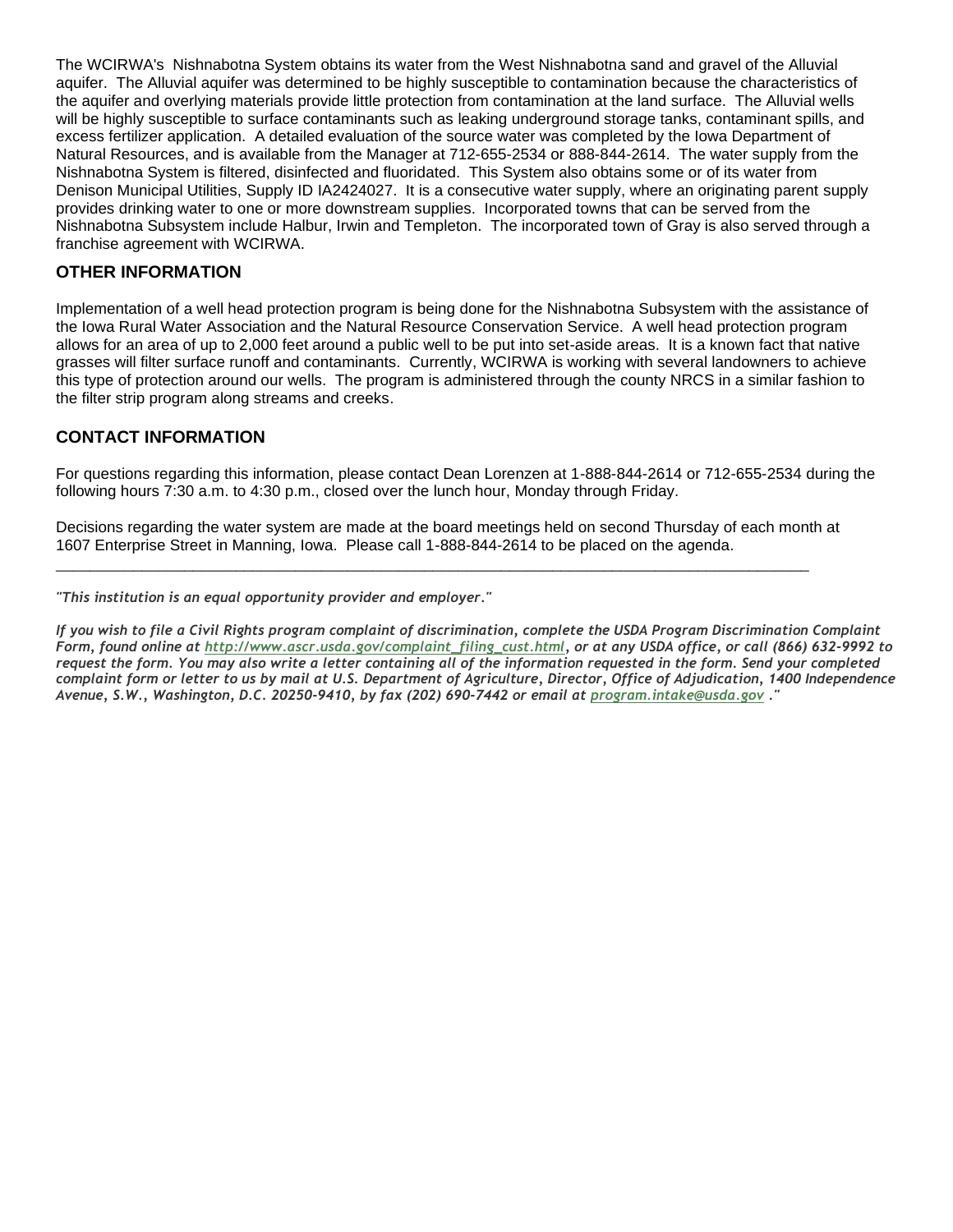The WCIRWA's Nishnabotna System obtains its water from the West Nishnabotna sand and gravel of the Alluvial aquifer. The Alluvial aquifer was determined to be highly susceptible to contamination because the characteristics of the aquifer and overlying materials provide little protection from contamination at the land surface. The Alluvial wells will be highly susceptible to surface contaminants such as leaking underground storage tanks, contaminant spills, and excess fertilizer application. A detailed evaluation of the source water was completed by the Iowa Department of Natural Resources, and is available from the Manager at 712-655-2534 or 888-844-2614. The water supply from the Nishnabotna System is filtered, disinfected and fluoridated. This System also obtains some or of its water from Denison Municipal Utilities, Supply ID IA2424027. It is a consecutive water supply, where an originating parent supply provides drinking water to one or more downstream supplies. Incorporated towns that can be served from the Nishnabotna Subsystem include Halbur, Irwin and Templeton. The incorporated town of Gray is also served through a franchise agreement with WCIRWA.

## OTHER INFORMATION

Implementation of a well head protection program is being done for the Nishnabotna Subsystem with the assistance of the Iowa Rural Water Association and the Natural Resource Conservation Service. A well head protection program allows for an area of up to 2,000 feet around a public well to be put into set-aside areas. It is a known fact that native grasses will filter surface runoff and contaminants. Currently, WCIRWA is working with several landowners to achieve this type of protection around our wells. The program is administered through the county NRCS in a similar fashion to the filter strip program along streams and creeks.

## CONTACT INFORMATION

For questions regarding this information, please contact Dean Lorenzen at 1-888-844-2614 or 712-655-2534 during the following hours 7:30 a.m. to 4:30 p.m., closed over the lunch hour, Monday through Friday.

Decisions regarding the water system are made at the board meetings held on second Thursday of each month at 1607 Enterprise Street in Manning, Iowa. Please call 1-888-844-2614 to be placed on the agenda.

---

***"This institution is an equal opportunity provider and employer."***

***If you wish to file a Civil Rights program complaint of discrimination, complete the USDA Program Discrimination Complaint Form, found online at http://www.ascr.usda.gov/complaint_filing_cust.html, or at any USDA office, or call (866) 632-9992 to request the form. You may also write a letter containing all of the information requested in the form. Send your completed complaint form or letter to us by mail at U.S. Department of Agriculture, Director, Office of Adjudication, 1400 Independence Avenue, S.W., Washington, D.C. 20250-9410, by fax (202) 690-7442 or email at program.intake@usda.gov ."***